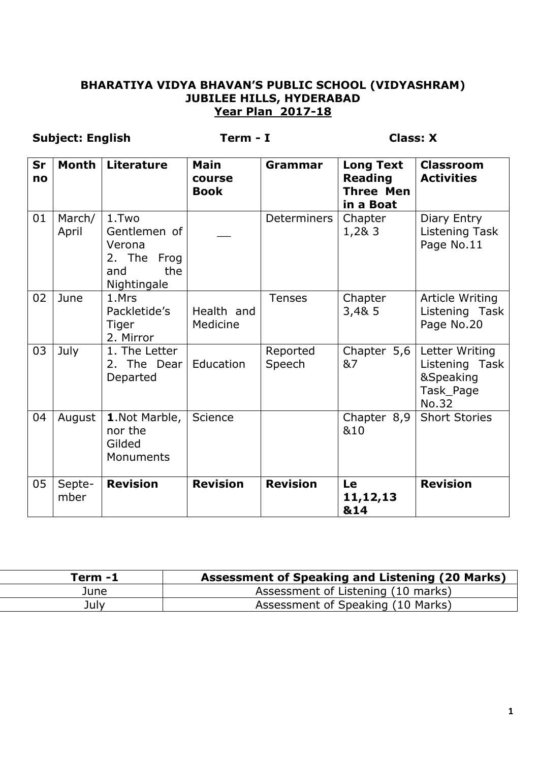**BHARATIYA VIDYA BHAVAN'S PUBLIC SCHOOL (VIDYASHRAM)**
**JUBILEE HILLS, HYDERABAD**
**Year Plan 2017-18**

**Subject: English** **Term - I** **Class: X**

| Sr no | Month | Literature | Main course Book | Grammar | Long Text Reading Three Men in a Boat | Classroom Activities |
|---|---|---|---|---|---|---|
| 01 | March/ April | 1.Two Gentlemen of Verona<br>2. The Frog and the Nightingale | __ | Determiners | Chapter 1,2& 3 | Diary Entry<br>Listening Task Page No.11 |
| 02 | June | 1.Mrs Packletide's Tiger<br>2. Mirror | Health and Medicine | Tenses | Chapter 3,4& 5 | Article Writing<br>Listening Task Page No.20 |
| 03 | July | 1. The Letter<br>2. The Dear Departed | Education | Reported Speech | Chapter 5,6 &7 | Letter Writing<br>Listening Task &Speaking Task_Page No.32 |
| 04 | August | **1**.Not Marble, nor the Gilded Monuments | Science | | Chapter 8,9 &10 | Short Stories |
| 05 | Septe-mber | **Revision** | **Revision** | **Revision** | **Le 11,12,13 &14** | **Revision** |

| Term -1 | Assessment of Speaking and Listening (20 Marks) |
|---|---|
| June | Assessment of Listening (10 marks) |
| July | Assessment of Speaking (10 Marks) |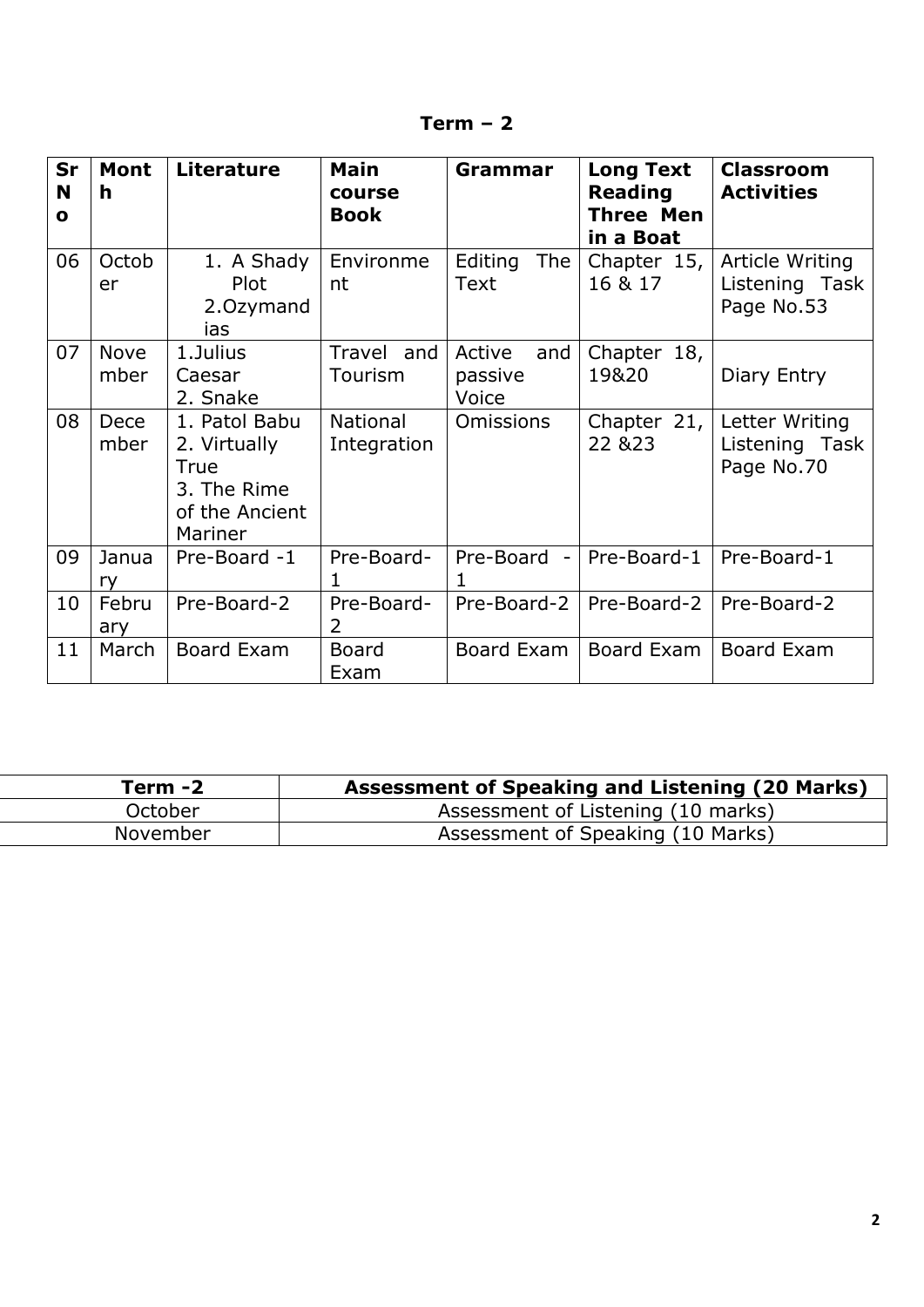# Term – 2

| Sr No | Month | Literature | Main course Book | Grammar | Long Text Reading Three Men in a Boat | Classroom Activities |
|---|---|---|---|---|---|---|
| 06 | October | 1. A Shady Plot 2.Ozymandias | Environment | Editing The Text | Chapter 15, 16 & 17 | Article Writing Listening Task Page No.53 |
| 07 | November | 1.Julius Caesar 2. Snake | Travel and Tourism | Active and passive Voice | Chapter 18, 19&20 | Diary Entry |
| 08 | December | 1. Patol Babu 2. Virtually True 3. The Rime of the Ancient Mariner | National Integration | Omissions | Chapter 21, 22 &23 | Letter Writing Listening Task Page No.70 |
| 09 | January | Pre-Board -1 | Pre-Board-1 | Pre-Board -1 | Pre-Board-1 | Pre-Board-1 |
| 10 | February | Pre-Board-2 | Pre-Board-2 | Pre-Board-2 | Pre-Board-2 | Pre-Board-2 |
| 11 | March | Board Exam | Board Exam | Board Exam | Board Exam | Board Exam |

| Term -2 | Assessment of Speaking and Listening (20 Marks) |
|---|---|
| October | Assessment of Listening (10 marks) |
| November | Assessment of Speaking (10 Marks) |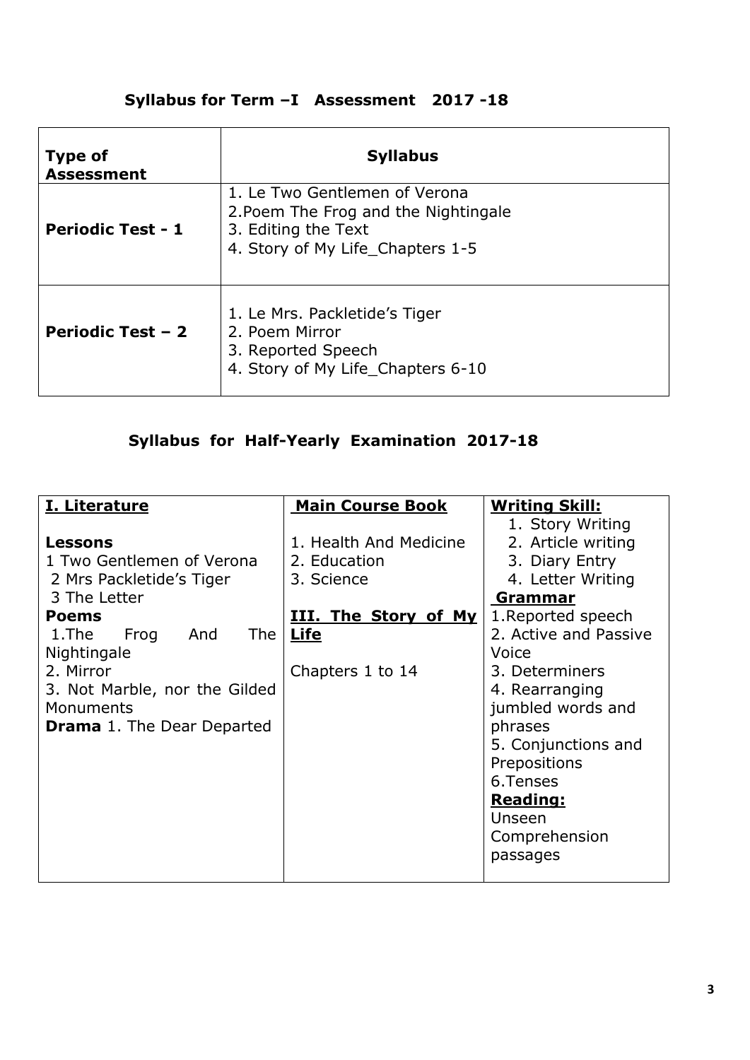## Syllabus for Term –I Assessment 2017 -18

| Type of Assessment | Syllabus |
| --- | --- |
| Periodic Test - 1 | 1. Le Two Gentlemen of Verona<br>2.Poem The Frog and the Nightingale<br>3. Editing the Text<br>4. Story of My Life_Chapters 1-5 |
| Periodic Test – 2 | 1. Le Mrs. Packletide's Tiger<br>2. Poem Mirror<br>3. Reported Speech<br>4. Story of My Life_Chapters 6-10 |

## Syllabus for Half-Yearly Examination 2017-18

| <u>I. Literature</u> | <u>Main Course Book</u> | <u>Writing Skill:</u> |
| --- | --- | --- |
| **Lessons**<br>1 Two Gentlemen of Verona<br>2 Mrs Packletide's Tiger<br>3 The Letter<br>**Poems**<br>1.The Frog And The Nightingale<br>2. Mirror<br>3. Not Marble, nor the Gilded Monuments<br>**Drama** 1. The Dear Departed | 1. Health And Medicine<br>2. Education<br>3. Science<br><br>**<u>III. The Story of My Life</u>**<br><br>Chapters 1 to 14 | 1. Story Writing<br>2. Article writing<br>3. Diary Entry<br>4. Letter Writing<br>**<u>Grammar</u>**<br>1.Reported speech<br>2. Active and Passive Voice<br>3. Determiners<br>4. Rearranging jumbled words and phrases<br>5. Conjunctions and Prepositions<br>6.Tenses<br>**<u>Reading:</u>**<br>Unseen Comprehension passages |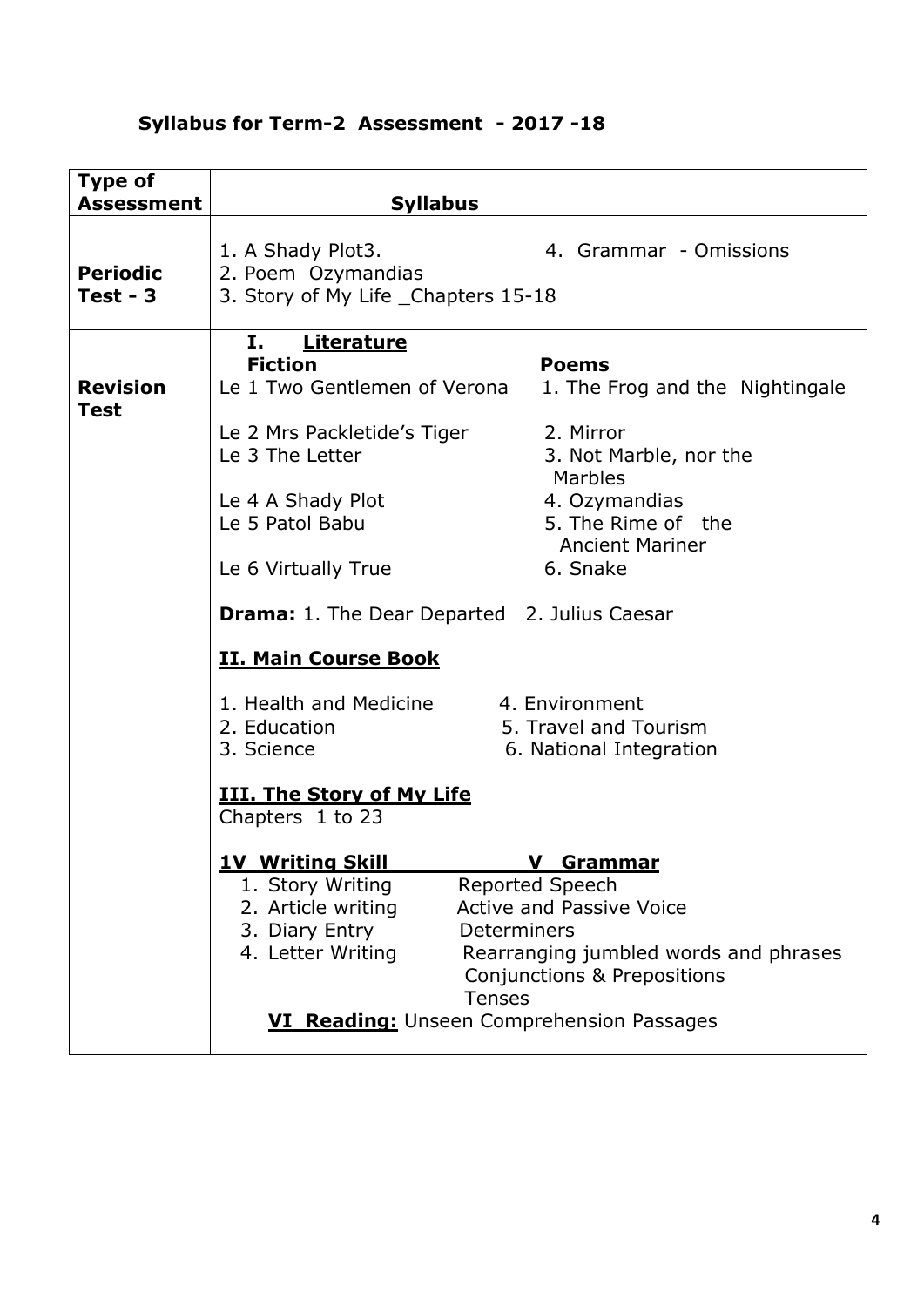## Syllabus for Term-2 Assessment - 2017 -18

| Type of Assessment | Syllabus |
|---|---|
| **Periodic Test - 3** | 1. A Shady Plot3.<br>2. Poem Ozymandias<br>3. Story of My Life _Chapters 15-18<br>4. Grammar - Omissions |
| **Revision Test** | **I. Literature**<br>**Fiction**<br>Le 1 Two Gentlemen of Verona<br>Le 2 Mrs Packletide's Tiger<br>Le 3 The Letter<br>Le 4 A Shady Plot<br>Le 5 Patol Babu<br>Le 6 Virtually True<br>**Poems**<br>1. The Frog and the Nightingale<br>2. Mirror<br>3. Not Marble, nor the Marbles<br>4. Ozymandias<br>5. The Rime of the Ancient Mariner<br>6. Snake<br>**Drama:** 1. The Dear Departed 2. Julius Caesar<br><br>**II. Main Course Book**<br>1. Health and Medicine<br>2. Education<br>3. Science<br>4. Environment<br>5. Travel and Tourism<br>6. National Integration<br><br>**III. The Story of My Life**<br>Chapters 1 to 23<br><br>**1V Writing Skill**<br>1. Story Writing<br>2. Article writing<br>3. Diary Entry<br>4. Letter Writing<br><br>**V Grammar**<br>Reported Speech<br>Active and Passive Voice<br>Determiners<br>Rearranging jumbled words and phrases<br>Conjunctions & Prepositions<br>Tenses<br><br>**VI Reading:** Unseen Comprehension Passages |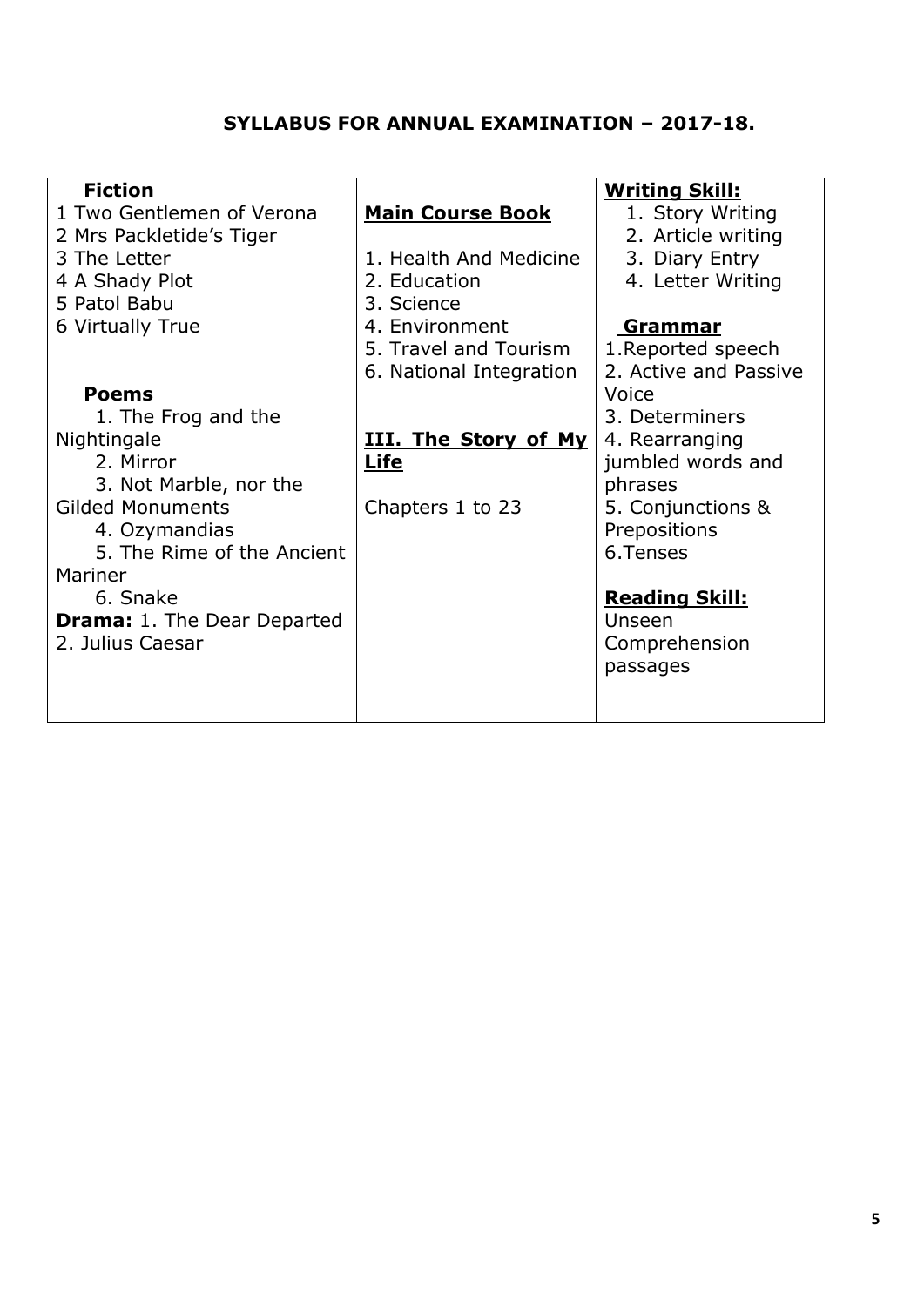## SYLLABUS FOR ANNUAL EXAMINATION – 2017-18.

| | | |
|---|---|---|
| **Fiction**<br>1 Two Gentlemen of Verona<br>2 Mrs Packletide's Tiger<br>3 The Letter<br>4 A Shady Plot<br>5 Patol Babu<br>6 Virtually True<br><br>**Poems**<br>1. The Frog and the Nightingale<br>2. Mirror<br>3. Not Marble, nor the Gilded Monuments<br>4. Ozymandias<br>5. The Rime of the Ancient Mariner<br>6. Snake<br>**Drama:** 1. The Dear Departed<br>2. Julius Caesar | **Main Course Book**<br><br>1. Health And Medicine<br>2. Education<br>3. Science<br>4. Environment<br>5. Travel and Tourism<br>6. National Integration<br><br>**III. The Story of My Life**<br><br>Chapters 1 to 23 | **Writing Skill:**<br>1. Story Writing<br>2. Article writing<br>3. Diary Entry<br>4. Letter Writing<br><br>**Grammar**<br>1.Reported speech<br>2. Active and Passive Voice<br>3. Determiners<br>4. Rearranging jumbled words and phrases<br>5. Conjunctions & Prepositions<br>6.Tenses<br><br>**Reading Skill:**<br>Unseen Comprehension passages |